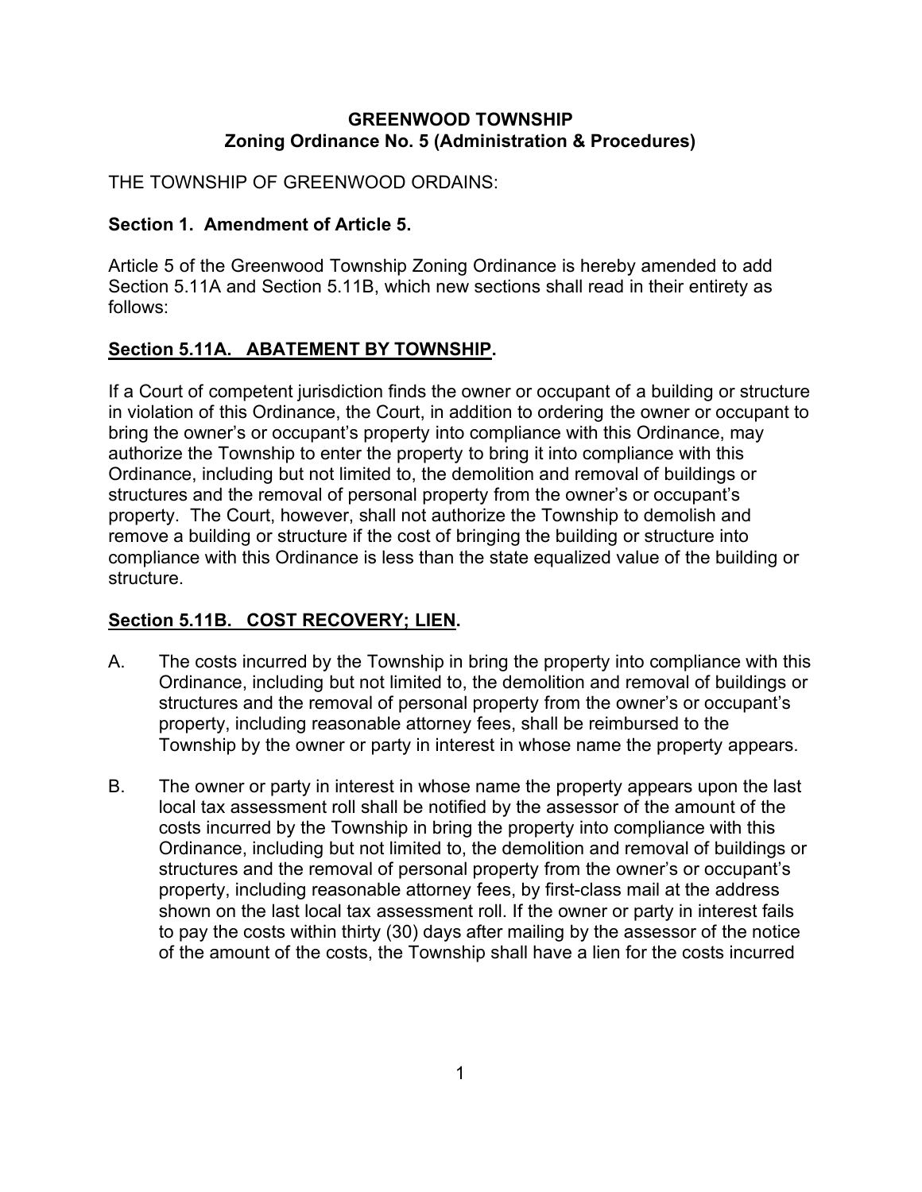**GREENWOOD TOWNSHIP**
**Zoning Ordinance No. 5 (Administration & Procedures)**

THE TOWNSHIP OF GREENWOOD ORDAINS:

**Section 1. Amendment of Article 5.**

Article 5 of the Greenwood Township Zoning Ordinance is hereby amended to add Section 5.11A and Section 5.11B, which new sections shall read in their entirety as follows:

**Section 5.11A. ABATEMENT BY TOWNSHIP.**

If a Court of competent jurisdiction finds the owner or occupant of a building or structure in violation of this Ordinance, the Court, in addition to ordering the owner or occupant to bring the owner's or occupant's property into compliance with this Ordinance, may authorize the Township to enter the property to bring it into compliance with this Ordinance, including but not limited to, the demolition and removal of buildings or structures and the removal of personal property from the owner's or occupant's property. The Court, however, shall not authorize the Township to demolish and remove a building or structure if the cost of bringing the building or structure into compliance with this Ordinance is less than the state equalized value of the building or structure.

**Section 5.11B. COST RECOVERY; LIEN.**

A. The costs incurred by the Township in bring the property into compliance with this Ordinance, including but not limited to, the demolition and removal of buildings or structures and the removal of personal property from the owner's or occupant's property, including reasonable attorney fees, shall be reimbursed to the Township by the owner or party in interest in whose name the property appears.

B. The owner or party in interest in whose name the property appears upon the last local tax assessment roll shall be notified by the assessor of the amount of the costs incurred by the Township in bring the property into compliance with this Ordinance, including but not limited to, the demolition and removal of buildings or structures and the removal of personal property from the owner's or occupant's property, including reasonable attorney fees, by first-class mail at the address shown on the last local tax assessment roll. If the owner or party in interest fails to pay the costs within thirty (30) days after mailing by the assessor of the notice of the amount of the costs, the Township shall have a lien for the costs incurred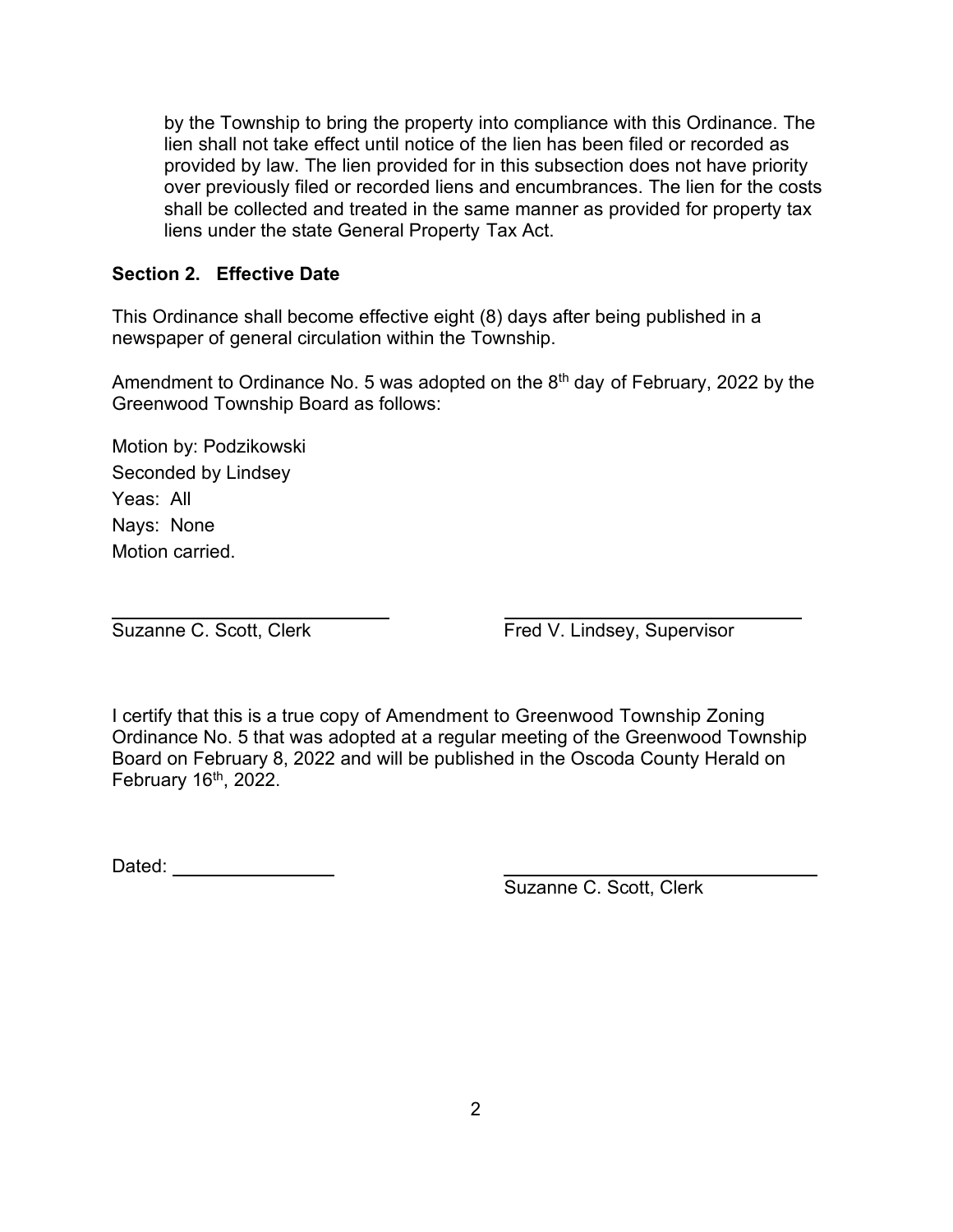by the Township to bring the property into compliance with this Ordinance. The lien shall not take effect until notice of the lien has been filed or recorded as provided by law. The lien provided for in this subsection does not have priority over previously filed or recorded liens and encumbrances. The lien for the costs shall be collected and treated in the same manner as provided for property tax liens under the state General Property Tax Act.

**Section 2. Effective Date**

This Ordinance shall become effective eight (8) days after being published in a newspaper of general circulation within the Township.

Amendment to Ordinance No. 5 was adopted on the 8th day of February, 2022 by the Greenwood Township Board as follows:

Motion by: Podzikowski

Seconded by Lindsey

Yeas: All

Nays: None

Motion carried.

______________________________ ______________________________

Suzanne C. Scott, Clerk Fred V. Lindsey, Supervisor

I certify that this is a true copy of Amendment to Greenwood Township Zoning Ordinance No. 5 that was adopted at a regular meeting of the Greenwood Township Board on February 8, 2022 and will be published in the Oscoda County Herald on February 16th, 2022.

Dated: ________________ ______________________________

Suzanne C. Scott, Clerk